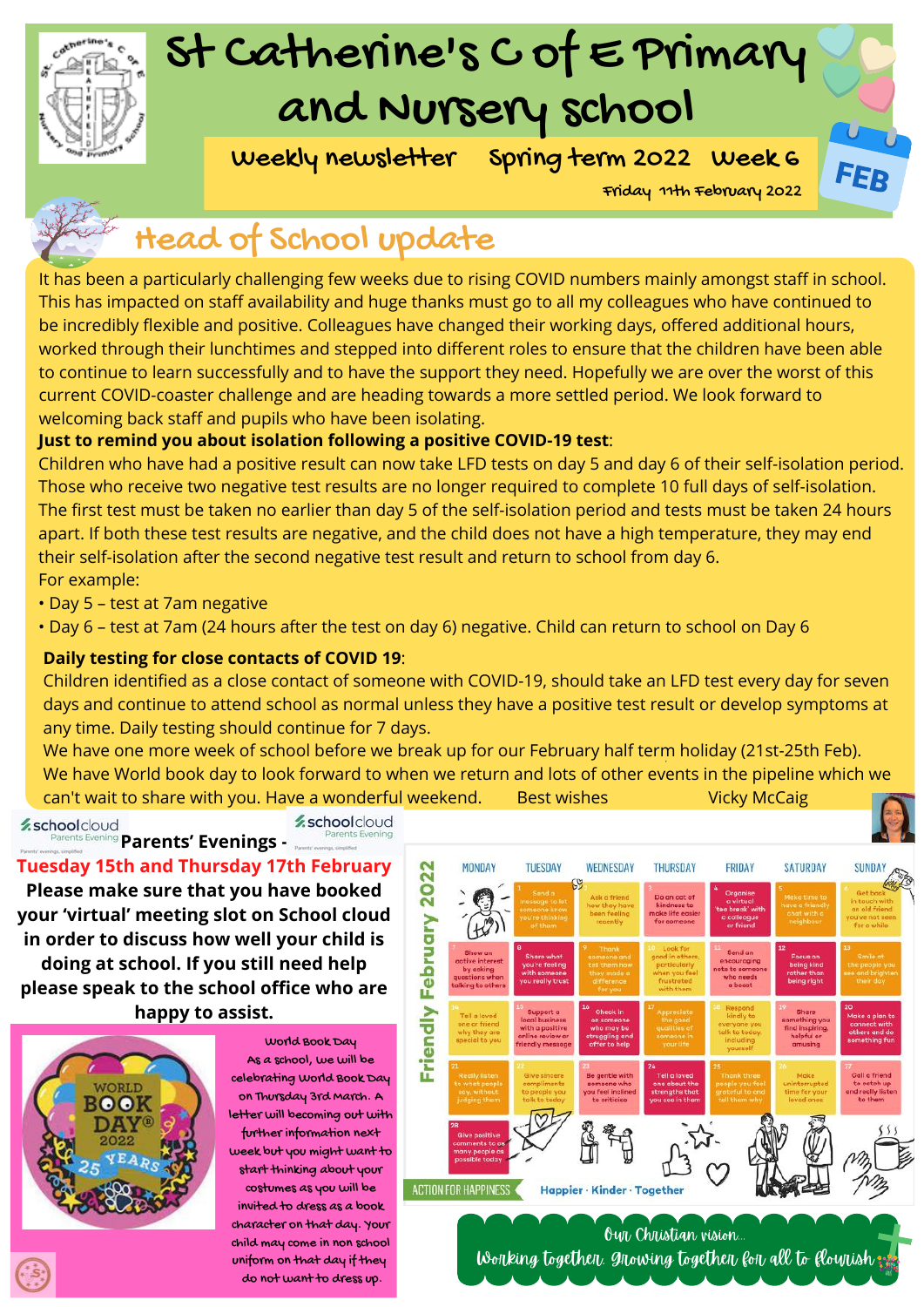# St Catherine's C of E Primary and Nursery School

**Weekly newsletter Spring term 2022 Week 6**

Friday 11th February 2022

## Head of School update

It has been a particularly challenging few weeks due to rising COVID numbers mainly amongst staff in school. This has impacted on staff availability and huge thanks must go to all my colleagues who have continued to be incredibly flexible and positive. Colleagues have changed their working days, offered additional hours, worked through their lunchtimes and stepped into different roles to ensure that the children have been able to continue to learn successfully and to have the support they need. Hopefully we are over the worst of this current COVID-coaster challenge and are heading towards a more settled period. We look forward to welcoming back staff and pupils who have been isolating.

**Just to remind you about isolation following a positive COVID-19 test**:

Children who have had a positive result can now take LFD tests on day 5 and day 6 of their self-isolation period. Those who receive two negative test results are no longer required to complete 10 full days of self-isolation. The first test must be taken no earlier than day 5 of the self-isolation period and tests must be taken 24 hours apart. If both these test results are negative, and the child does not have a high temperature, they may end their self-isolation after the second negative test result and return to school from day 6.

For example:

- Day 5 – test at 7am negative
- Day 6 – test at 7am (24 hours after the test on day 6) negative. Child can return to school on Day 6

**Daily testing for close contacts of COVID 19**:

Children identified as a close contact of someone with COVID-19, should take an LFD test every day for seven days and continue to attend school as normal unless they have a positive test result or develop symptoms at any time. Daily testing should continue for 7 days.

We have one more week of school before we break up for our February half term holiday (21st-25th Feb). We have World book day to look forward to when we return and lots of other events in the pipeline which we can't wait to share with you. Have a wonderful weekend. Best wishes Vicky McCaig

## Parents' Evenings - Tuesday 15th and Thursday 17th February

**Please make sure that you have booked your 'virtual' meeting slot on School cloud in order to discuss how well your child is doing at school. If you still need help please speak to the school office who are happy to assist.**

## World Book Day

As a school, we will be celebrating World Book Day on Thursday 3rd March. A letter will becoming out with further information next week but you might want to start thinking about your costumes as you will be invited to dress as a book character on that day. Your child may come in non school uniform on that day if they do not want to dress up.

## Friendly February 2022

| MONDAY | TUESDAY | WEDNESDAY | THURSDAY | FRIDAY | SATURDAY | SUNDAY |
|---|---|---|---|---|---|---|
| | 1 Send a message to let someone know you're thinking of them | 2 Ask a friend how they have been feeling recently | 3 Do an act of kindness to make life easier for someone | 4 Organise a virtual 'tea break' with a colleague or friend | 5 Make time to have a friendly chat with a neighbour | 6 Get back in touch with an old friend you've not seen for a while |
| 7 Show an active interest by asking questions when talking to others | 8 Share what you're feeling with someone you really trust | 9 Thank someone and tell them how they made a difference for you | 10 Look for good in others, particularly when you feel frustrated with them | 11 Send an encouraging note to someone who needs a boost | 12 Focus on being kind rather than being right | 13 Smile at the people you see and brighten their day |
| 14 Tell a loved one or friend why they are special to you | 15 Support a local business with a positive online review or friendly message | 16 Check in on someone who may be struggling and offer to help | 17 Appreciate the good qualities of someone in your life | 18 Respond kindly to everyone you talk to today, including yourself | 19 Share something you find inspiring, helpful or amusing | 20 Make a plan to connect with others and do something fun |
| 21 Really listen to what people say, without judging them | 22 Give sincere compliments to people you talk to today | 23 Be gentle with someone who you feel inclined to criticise | 24 Tell a loved one about the strengths that you see in them | 25 Thank three people you feel grateful to and tell them why | 26 Make uninterrupted time for your loved ones | 27 Call a friend to catch up and really listen to them |
| 28 Give positive comments to as many people as possible today | | | | | | |

ACTION FOR HAPPINESS — Happier · Kinder · Together

Our Christian vision... Working together, growing together for all to flourish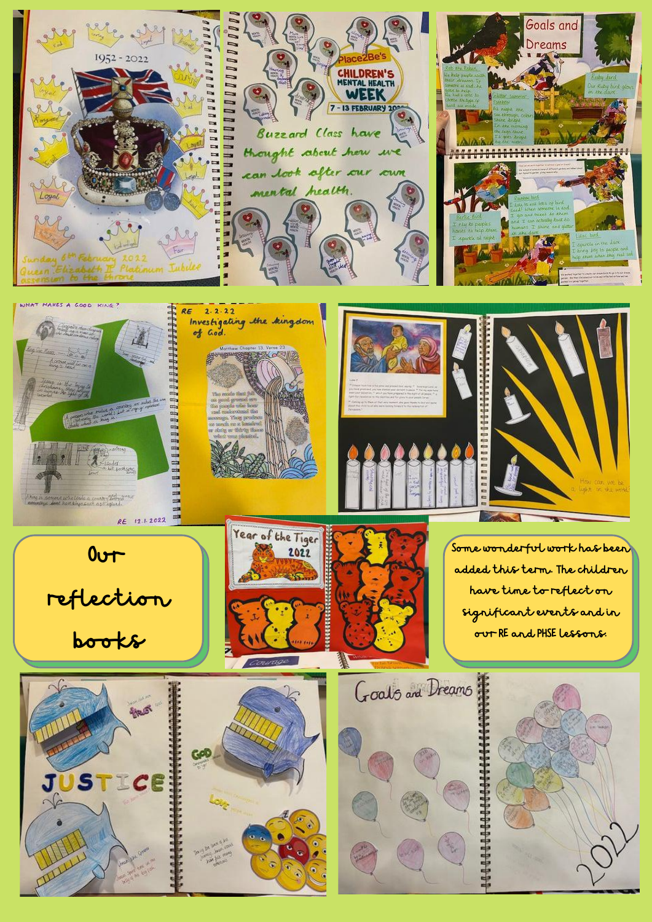# Our reflection books

Some wonderful work has been added this term. The children have time to reflect on significant events and in our RE and PHSE lessons.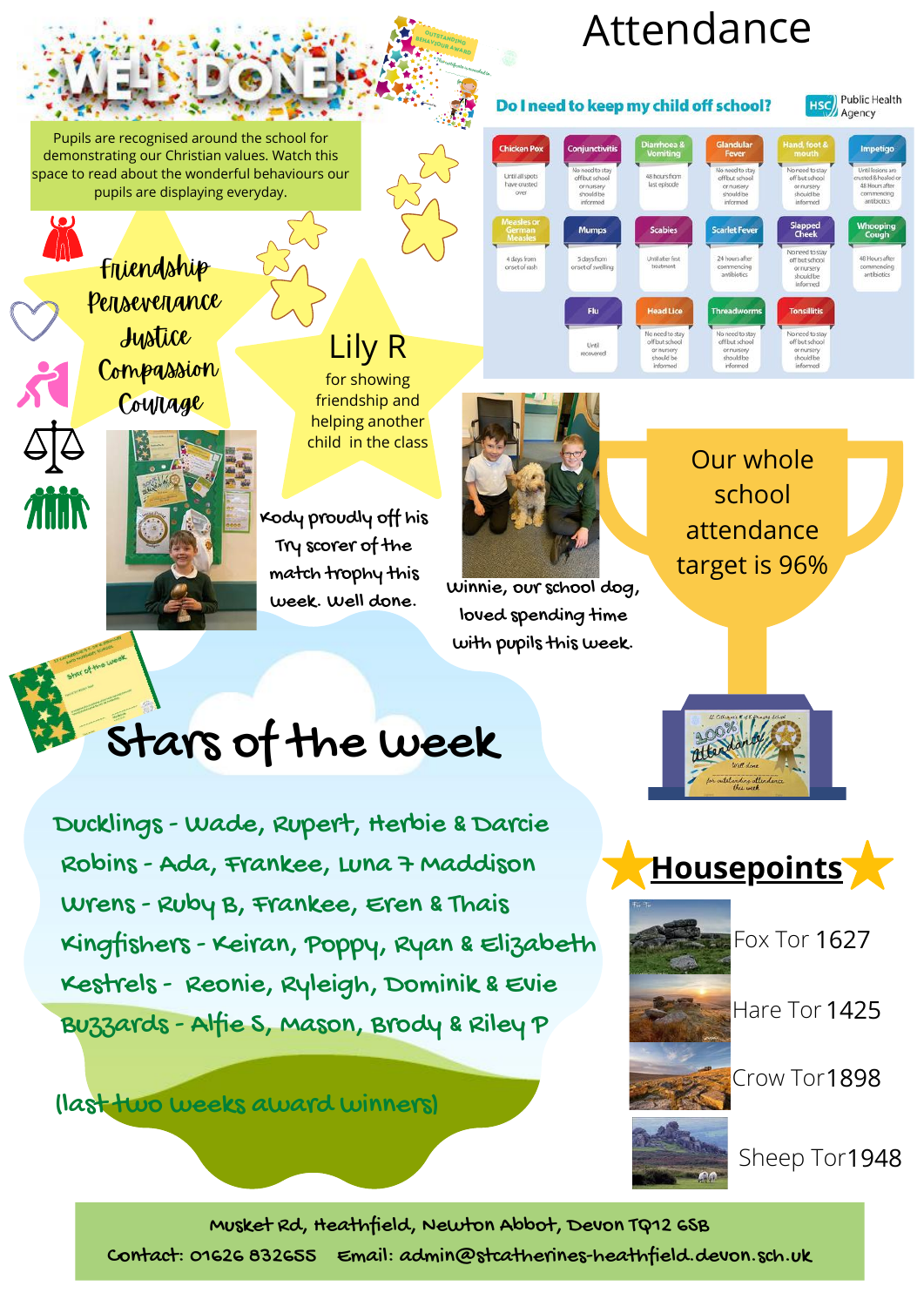# WELL DONE!

Pupils are recognised around the school for demonstrating our Christian values. Watch this space to read about the wonderful behaviours our pupils are displaying everyday.

Friendship
Perseverance
Justice
Compassion
Courage

**Lily R**
for showing friendship and helping another child in the class

Kody proudly off his Try scorer of the match trophy this week. Well done.

Winnie, our school dog, loved spending time with pupils this week.

# Attendance

**Do I need to keep my child off school?**

Public Health Agency

| Illness | Advice |
|---|---|
| Chicken Pox | Until all spots have crusted over |
| Conjunctivitis | No need to stay off but school or nursery should be informed |
| Diarrhoea & Vomiting | 48 hours from last episode |
| Glandular Fever | No need to stay off but school or nursery should be informed |
| Hand, foot & mouth | No need to stay off but school or nursery should be informed |
| Impetigo | Until lesions are crusted & healed or 48 Hours after commencing antibiotics |
| Measles or German Measles | 4 days from onset of rash |
| Mumps | 5 days from onset of swelling |
| Scabies | Until after first treatment |
| Scarlet Fever | 24 hours after commencing antibiotics |
| Slapped Cheek | No need to stay off but school or nursery should be informed |
| Whooping Cough | 48 Hours after commencing antibiotics |
| Flu | Until recovered |
| Head Lice | No need to stay off but school or nursery should be informed |
| Threadworms | No need to stay off but school or nursery should be informed |
| Tonsillitis | No need to stay off but school or nursery should be informed |

Our whole school attendance target is 96%

# Stars of the Week

Ducklings - Wade, Rupert, Herbie & Darcie
Robins - Ada, Frankee, Luna 7 Maddison
Wrens - Ruby B, Frankee, Eren & Thais
Kingfishers - Keiran, Poppy, Ryan & Elizabeth
Kestrels - Reonie, Ryleigh, Dominik & Evie
Buzzards - Alfie S, Mason, Brody & Riley P

(last two weeks award winners)

## Housepoints

Fox Tor 1627
Hare Tor 1425
Crow Tor 1898
Sheep Tor 1948

Musket Rd, Heathfield, Newton Abbot, Devon TQ12 6SB
Contact: 01626 832655 Email: admin@stcatherines-heathfield.devon.sch.uk